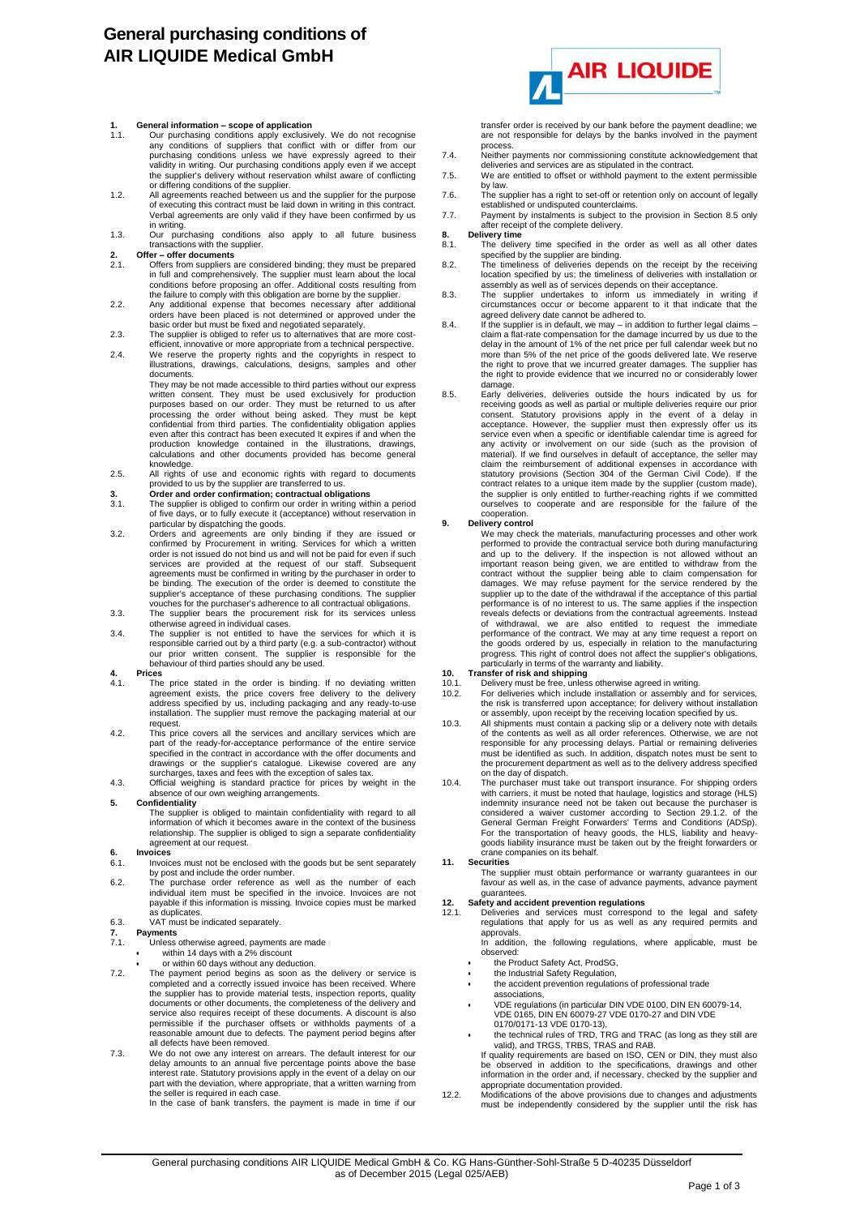# General purchasing conditions of AIR LIQUIDE Medical GmbH

**1. General information – scope of application**

1.1. Our purchasing conditions apply exclusively. We do not recognise any conditions of suppliers that conflict with or differ from our purchasing conditions unless we have expressly agreed to their validity in writing. Our purchasing conditions apply even if we accept the supplier's delivery without reservation whilst aware of conflicting or differing conditions of the supplier.

1.2. All agreements reached between us and the supplier for the purpose of executing this contract must be laid down in writing in this contract. Verbal agreements are only valid if they have been confirmed by us in writing.

1.3. Our purchasing conditions also apply to all future business transactions with the supplier.

**2. Offer – offer documents**

2.1. Offers from suppliers are considered binding; they must be prepared in full and comprehensively. The supplier must learn about the local conditions before proposing an offer. Additional costs resulting from the failure to comply with this obligation are borne by the supplier.

2.2. Any additional expense that becomes necessary after additional orders have been placed is not determined or approved under the basic order but must be fixed and negotiated separately.

2.3. The supplier is obliged to refer us to alternatives that are more cost-efficient, innovative or more appropriate from a technical perspective.

2.4. We reserve the property rights and the copyrights in respect to illustrations, drawings, calculations, designs, samples and other documents.
They may be not made accessible to third parties without our express written consent. They must be used exclusively for production purposes based on our order. They must be returned to us after processing the order without being asked. They must be kept confidential from third parties. The confidentiality obligation applies even after this contract has been executed It expires if and when the production knowledge contained in the illustrations, drawings, calculations and other documents provided has become general knowledge.

2.5. All rights of use and economic rights with regard to documents provided to us by the supplier are transferred to us.

**3. Order and order confirmation; contractual obligations**

3.1. The supplier is obliged to confirm our order in writing within a period of five days, or to fully execute it (acceptance) without reservation in particular by dispatching the goods.

3.2. Orders and agreements are only binding if they are issued or confirmed by Procurement in writing. Services for which a written order is not issued do not bind us and will not be paid for even if such services are provided at the request of our staff. Subsequent agreements must be confirmed in writing by the purchaser in order to be binding. The execution of the order is deemed to constitute the supplier's acceptance of these purchasing conditions. The supplier vouches for the purchaser's adherence to all contractual obligations.

3.3. The supplier bears the procurement risk for its services unless otherwise agreed in individual cases.

3.4. The supplier is not entitled to have the services for which it is responsible carried out by a third party (e.g. a sub-contractor) without our prior written consent. The supplier is responsible for the behaviour of third parties should any be used.

**4. Prices**

4.1. The price stated in the order is binding. If no deviating written agreement exists, the price covers free delivery to the delivery address specified by us, including packaging and any ready-to-use installation. The supplier must remove the packaging material at our request.

4.2. This price covers all the services and ancillary services which are part of the ready-for-acceptance performance of the entire service specified in the contract in accordance with the offer documents and drawings or the supplier's catalogue. Likewise covered are any surcharges, taxes and fees with the exception of sales tax.

4.3. Official weighing is standard practice for prices by weight in the absence of our own weighing arrangements.

**5. Confidentiality**

The supplier is obliged to maintain confidentiality with regard to all information of which it becomes aware in the context of the business relationship. The supplier is obliged to sign a separate confidentiality agreement at our request.

**6. Invoices**

6.1. Invoices must not be enclosed with the goods but be sent separately by post and include the order number.

6.2. The purchase order reference as well as the number of each individual item must be specified in the invoice. Invoices are not payable if this information is missing. Invoice copies must be marked as duplicates.

6.3. VAT must be indicated separately.

**7. Payments**

7.1. Unless otherwise agreed, payments are made
- within 14 days with a 2% discount
- or within 60 days without any deduction.

7.2. The payment period begins as soon as the delivery or service is completed and a correctly issued invoice has been received. Where the supplier has to provide material tests, inspection reports, quality documents or other documents, the completeness of the delivery and service also requires receipt of these documents. A discount is also permissible if the purchaser offsets or withholds payments of a reasonable amount due to defects. The payment period begins after all defects have been removed.

7.3. We do not owe any interest on arrears. The default interest for our delay amounts to an annual five percentage points above the base interest rate. Statutory provisions apply in the event of a delay on our part with the deviation, where appropriate, that a written warning from the seller is required in each case.
In the case of bank transfers, the payment is made in time if our transfer order is received by our bank before the payment deadline; we are not responsible for delays by the banks involved in the payment process.

7.4. Neither payments nor commissioning constitute acknowledgement that deliveries and services are as stipulated in the contract.

7.5. We are entitled to offset or withhold payment to the extent permissible by law.

7.6. The supplier has a right to set-off or retention only on account of legally established or undisputed counterclaims.

7.7. Payment by instalments is subject to the provision in Section 8.5 only after receipt of the complete delivery.

**8. Delivery time**

8.1. The delivery time specified in the order as well as all other dates specified by the supplier are binding.

8.2. The timeliness of deliveries depends on the receipt by the receiving location specified by us; the timeliness of deliveries with installation or assembly as well as of services depends on their acceptance.

8.3. The supplier undertakes to inform us immediately in writing if circumstances occur or become apparent to it that indicate that the agreed delivery date cannot be adhered to.

8.4. If the supplier is in default, we may – in addition to further legal claims – claim a flat-rate compensation for the damage incurred by us due to the delay in the amount of 1% of the net price per full calendar week but no more than 5% of the net price of the goods delivered late. We reserve the right to prove that we incurred greater damages. The supplier has the right to provide evidence that we incurred no or considerably lower damage.

8.5. Early deliveries, deliveries outside the hours indicated by us for receiving goods as well as partial or multiple deliveries require our prior consent. Statutory provisions apply in the event of a delay in acceptance. However, the supplier must then expressly offer us its service even when a specific or identifiable calendar time is agreed for any activity or involvement on our side (such as the provision of material). If we find ourselves in default of acceptance, the seller may claim the reimbursement of additional expenses in accordance with statutory provisions (Section 304 of the German Civil Code). If the contract relates to a unique item made by the supplier (custom made), the supplier is only entitled to further-reaching rights if we committed ourselves to cooperate and are responsible for the failure of the cooperation.

**9. Delivery control**

We may check the materials, manufacturing processes and other work performed to provide the contractual service both during manufacturing and up to the delivery. If the inspection is not allowed without an important reason being given, we are entitled to withdraw from the contract without the supplier being able to claim compensation for damages. We may refuse payment for the service rendered by the supplier up to the date of the withdrawal if the acceptance of this partial performance is of no interest to us. The same applies if the inspection reveals defects or deviations from the contractual agreements. Instead of withdrawal, we are also entitled to request the immediate performance of the contract. We may at any time request a report on the goods ordered by us, especially in relation to the manufacturing progress. This right of control does not affect the supplier's obligations, particularly in terms of the warranty and liability.

**10. Transfer of risk and shipping**

10.1. Delivery must be free, unless otherwise agreed in writing.

10.2. For deliveries which include installation or assembly and for services, the risk is transferred upon acceptance; for delivery without installation or assembly, upon receipt by the receiving location specified by us.

10.3. All shipments must contain a packing slip or a delivery note with details of the contents as well as all order references. Otherwise, we are not responsible for any processing delays. Partial or remaining deliveries must be identified as such. In addition, dispatch notes must be sent to the procurement department as well as to the delivery address specified on the day of dispatch.

10.4. The purchaser must take out transport insurance. For shipping orders with carriers, it must be noted that haulage, logistics and storage (HLS) indemnity insurance need not be taken out because the purchaser is considered a waiver customer according to Section 29.1.2. of the General German Freight Forwarders' Terms and Conditions (ADSp). For the transportation of heavy goods, the HLS, liability and heavy-goods liability insurance must be taken out by the freight forwarders or crane companies on its behalf.

**11. Securities**

The supplier must obtain performance or warranty guarantees in our favour as well as, in the case of advance payments, advance payment guarantees.

**12. Safety and accident prevention regulations**

12.1. Deliveries and services must correspond to the legal and safety regulations that apply for us as well as any required permits and approvals.
In addition, the following regulations, where applicable, must be observed:
- the Product Safety Act, ProdSG,
- the Industrial Safety Regulation,
- the accident prevention regulations of professional trade associations,
- VDE regulations (in particular DIN VDE 0100, DIN EN 60079-14, VDE 0165, DIN EN 60079-27 VDE 0170-27 and DIN VDE 0170/0171-13 VDE 0170-13),
- the technical rules of TRD, TRG and TRAC (as long as they still are valid), and TRGS, TRBS, TRAS and RAB.

If quality requirements are based on ISO, CEN or DIN, they must also be observed in addition to the specifications, drawings and other information in the order and, if necessary, checked by the supplier and appropriate documentation provided.

12.2. Modifications of the above provisions due to changes and adjustments must be independently considered by the supplier until the risk has

General purchasing conditions AIR LIQUIDE Medical GmbH & Co. KG Hans-Günther-Sohl-Straße 5 D-40235 Düsseldorf
as of December 2015 (Legal 025/AEB)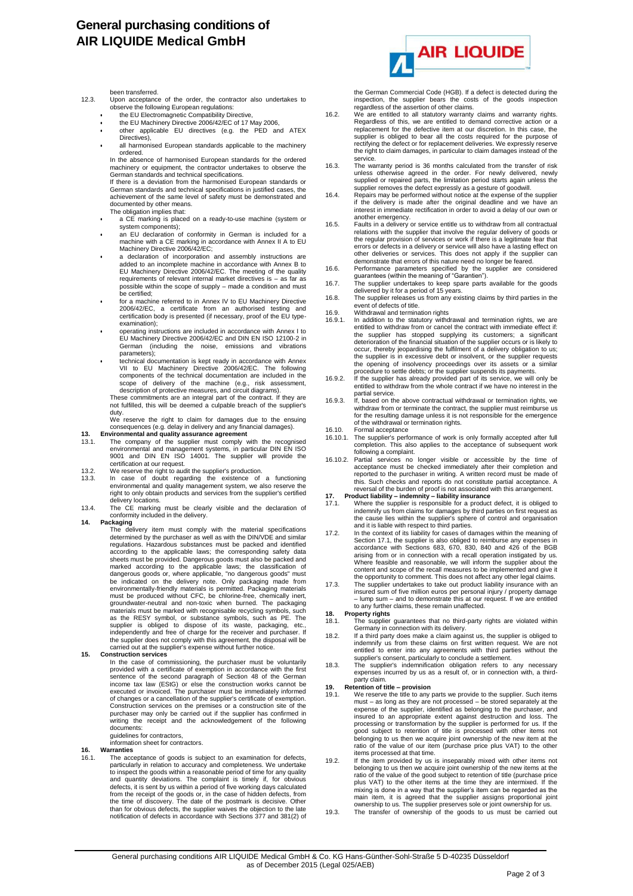been transferred.

12.3. Upon acceptance of the order, the contractor also undertakes to observe the following European regulations:

- the EU Electromagnetic Compatibility Directive,
- the EU Machinery Directive 2006/42/EC of 17 May 2006,
- other applicable EU directives (e.g. the PED and ATEX Directives),
- all harmonised European standards applicable to the machinery ordered.

In the absence of harmonised European standards for the ordered machinery or equipment, the contractor undertakes to observe the German standards and technical specifications.

If there is a deviation from the harmonised European standards or German standards and technical specifications in justified cases, the achievement of the same level of safety must be demonstrated and documented by other means.

The obligation implies that:

- a CE marking is placed on a ready-to-use machine (system or system components);
- an EU declaration of conformity in German is included for a machine with a CE marking in accordance with Annex II A to EU Machinery Directive 2006/42/EC;
- a declaration of incorporation and assembly instructions are added to an incomplete machine in accordance with Annex B to EU Machinery Directive 2006/42/EC. The meeting of the quality requirements of relevant internal market directives is – as far as possible within the scope of supply – made a condition and must be certified;
- for a machine referred to in Annex IV to EU Machinery Directive 2006/42/EC, a certificate from an authorised testing and certification body is presented (if necessary, proof of the EU type-examination);
- operating instructions are included in accordance with Annex I to EU Machinery Directive 2006/42/EC and DIN EN ISO 12100-2 in German (including the noise, emissions and vibrations parameters);
- technical documentation is kept ready in accordance with Annex VII to EU Machinery Directive 2006/42/EC. The following components of the technical documentation are included in the scope of delivery of the machine (e.g., risk assessment, description of protective measures, and circuit diagrams).

These commitments are an integral part of the contract. If they are not fulfilled, this will be deemed a culpable breach of the supplier's duty.

We reserve the right to claim for damages due to the ensuing consequences (e.g. delay in delivery and any financial damages).

## 13. Environmental and quality assurance agreement

13.1. The company of the supplier must comply with the recognised environmental and management systems, in particular DIN EN ISO 9001 and DIN EN ISO 14001. The supplier will provide the certification at our request.

13.2. We reserve the right to audit the supplier's production.

13.3. In case of doubt regarding the existence of a functioning environmental and quality management system, we also reserve the right to only obtain products and services from the supplier's certified delivery locations.

13.4. The CE marking must be clearly visible and the declaration of conformity included in the delivery.

## 14. Packaging

The delivery item must comply with the material specifications determined by the purchaser as well as with the DIN/VDE and similar regulations. Hazardous substances must be packed and identified according to the applicable laws; the corresponding safety data sheets must be provided. Dangerous goods must also be packed and marked according to the applicable laws; the classification of dangerous goods or, where applicable, "no dangerous goods" must be indicated on the delivery note. Only packaging made from environmentally-friendly materials is permitted. Packaging materials must be produced without CFC, be chlorine-free, chemically inert, groundwater-neutral and non-toxic when burned. The packaging materials must be marked with recognisable recycling symbols, such as the RESY symbol, or substance symbols, such as PE. The supplier is obliged to dispose of its waste, packaging, etc., independently and free of charge for the receiver and purchaser. If the supplier does not comply with this agreement, the disposal will be carried out at the supplier's expense without further notice.

## 15. Construction services

In the case of commissioning, the purchaser must be voluntarily provided with a certificate of exemption in accordance with the first sentence of the second paragraph of Section 48 of the German income tax law (EStG) or else the construction works cannot be executed or invoiced. The purchaser must be immediately informed of changes or a cancellation of the supplier's certificate of exemption. Construction services on the premises or a construction site of the purchaser may only be carried out if the supplier has confirmed in writing the receipt and the acknowledgement of the following documents:

guidelines for contractors,
information sheet for contractors.

## 16. Warranties

16.1. The acceptance of goods is subject to an examination for defects, particularly in relation to accuracy and completeness. We undertake to inspect the goods within a reasonable period of time for any quality and quantity deviations. The complaint is timely if, for obvious defects, it is sent by us within a period of five working days calculated from the receipt of the goods or, in the case of hidden defects, from the time of discovery. The date of the postmark is decisive. Other than for obvious defects, the supplier waives the objection to the late notification of defects in accordance with Sections 377 and 381(2) of the German Commercial Code (HGB). If a defect is detected during the inspection, the supplier bears the costs of the goods inspection regardless of the assertion of other claims.

16.2. We are entitled to all statutory warranty claims and warranty rights. Regardless of this, we are entitled to demand corrective action or a replacement for the defective item at our discretion. In this case, the supplier is obliged to bear all the costs required for the purpose of rectifying the defect or for replacement deliveries. We expressly reserve the right to claim damages, in particular to claim damages instead of the service.

16.3. The warranty period is 36 months calculated from the transfer of risk unless otherwise agreed in the order. For newly delivered, newly supplied or repaired parts, the limitation period starts again unless the supplier removes the defect expressly as a gesture of goodwill.

16.4. Repairs may be performed without notice at the expense of the supplier if the delivery is made after the original deadline and we have an interest in immediate rectification in order to avoid a delay of our own or another emergency.

16.5. Faults in a delivery or service entitle us to withdraw from all contractual relations with the supplier that involve the regular delivery of goods or the regular provision of services or work if there is a legitimate fear that errors or defects in a delivery or service will also have a lasting effect on other deliveries or services. This does not apply if the supplier can demonstrate that errors of this nature need no longer be feared.

16.6. Performance parameters specified by the supplier are considered guarantees (within the meaning of "Garantien").

16.7. The supplier undertakes to keep spare parts available for the goods delivered by it for a period of 15 years.

16.8. The supplier releases us from any existing claims by third parties in the event of defects of title.

16.9. Withdrawal and termination rights

16.9.1. In addition to the statutory withdrawal and termination rights, we are entitled to withdraw from or cancel the contract with immediate effect if: the supplier has stopped supplying its customers; a significant deterioration of the financial situation of the supplier occurs or is likely to occur, thereby jeopardising the fulfilment of a delivery obligation to us; the supplier is in excessive debt or insolvent, or the supplier requests the opening of insolvency proceedings over its assets or a similar procedure to settle debts; or the supplier suspends its payments.

16.9.2. If the supplier has already provided part of its service, we will only be entitled to withdraw from the whole contract if we have no interest in the partial service.

16.9.3. If, based on the above contractual withdrawal or termination rights, we withdraw from or terminate the contract, the supplier must reimburse us for the resulting damage unless it is not responsible for the emergence of the withdrawal or termination rights.

16.10. Formal acceptance

16.10.1. The supplier's performance of work is only formally accepted after full completion. This also applies to the acceptance of subsequent work following a complaint.

16.10.2. Partial services no longer visible or accessible by the time of acceptance must be checked immediately after their completion and reported to the purchaser in writing. A written record must be made of this. Such checks and reports do not constitute partial acceptance. A reversal of the burden of proof is not associated with this arrangement.

## 17. Product liability – indemnity – liability insurance

17.1. Where the supplier is responsible for a product defect, it is obliged to indemnify us from claims for damages by third parties on first request as the cause lies within the supplier's sphere of control and organisation and it is liable with respect to third parties.

17.2. In the context of its liability for cases of damages within the meaning of Section 17.1, the supplier is also obliged to reimburse any expenses in accordance with Sections 683, 670, 830, 840 and 426 of the BGB arising from or in connection with a recall operation instigated by us. Where feasible and reasonable, we will inform the supplier about the content and scope of the recall measures to be implemented and give it the opportunity to comment. This does not affect any other legal claims.

17.3. The supplier undertakes to take out product liability insurance with an insured sum of five million euros per personal injury / property damage – lump sum – and to demonstrate this at our request. If we are entitled to any further claims, these remain unaffected.

## 18. Property rights

18.1. The supplier guarantees that no third-party rights are violated within Germany in connection with its delivery.

18.2. If a third party does make a claim against us, the supplier is obliged to indemnify us from these claims on first written request. We are not entitled to enter into any agreements with third parties without the supplier's consent, particularly to conclude a settlement.

18.3. The supplier's indemnification obligation refers to any necessary expenses incurred by us as a result of, or in connection with, a third-party claim.

## 19. Retention of title – provision

19.1. We reserve the title to any parts we provide to the supplier. Such items must – as long as they are not processed – be stored separately at the expense of the supplier, identified as belonging to the purchaser, and insured to an appropriate extent against destruction and loss. The processing or transformation by the supplier is performed for us. If the good subject to retention of title is processed with other items not belonging to us then we acquire joint ownership of the new item at the ratio of the value of our item (purchase price plus VAT) to the other items processed at that time.

19.2. If the item provided by us is inseparably mixed with other items not belonging to us then we acquire joint ownership of the new items at the ratio of the value of the good subject to retention of title (purchase price plus VAT) to the other items at the time they are intermixed. If the mixing is done in a way that the supplier's item can be regarded as the main item, it is agreed that the supplier assigns proportional joint ownership to us. The supplier preserves sole or joint ownership for us.

19.3. The transfer of ownership of the goods to us must be carried out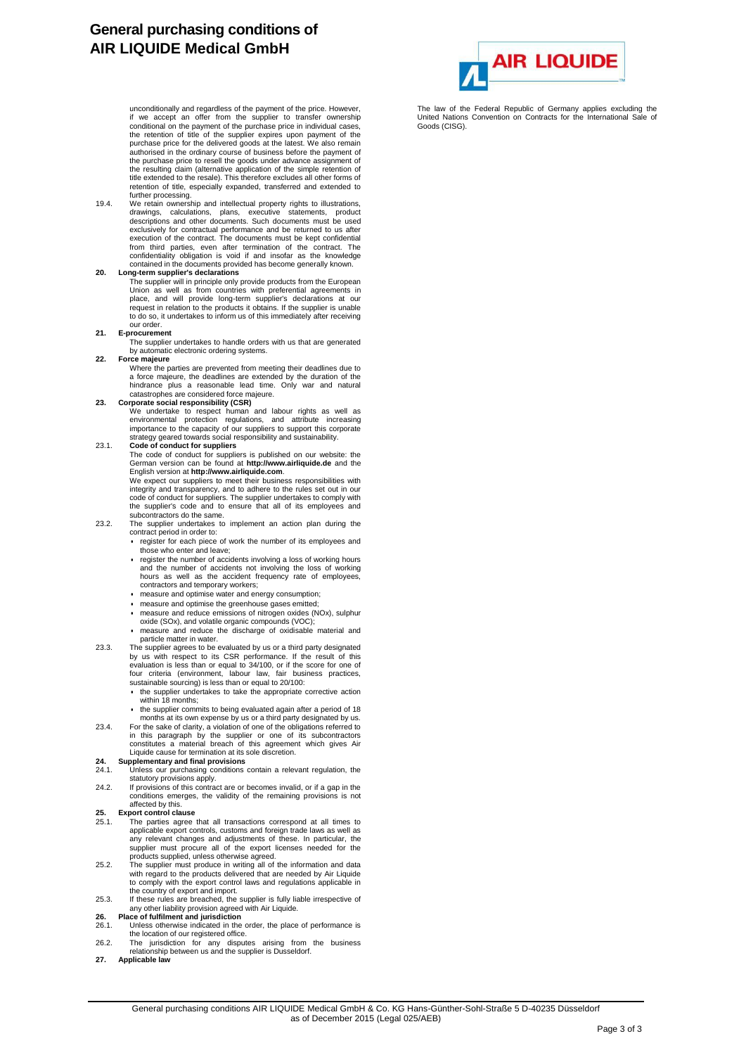unconditionally and regardless of the payment of the price. However, if we accept an offer from the supplier to transfer ownership conditional on the payment of the purchase price in individual cases, the retention of title of the supplier expires upon payment of the purchase price for the delivered goods at the latest. We also remain authorised in the ordinary course of business before the payment of the purchase price to resell the goods under advance assignment of the resulting claim (alternative application of the simple retention of title extended to the resale). This therefore excludes all other forms of retention of title, especially expanded, transferred and extended to further processing.

19.4. We retain ownership and intellectual property rights to illustrations, drawings, calculations, plans, executive statements, product descriptions and other documents. Such documents must be used exclusively for contractual performance and be returned to us after execution of the contract. The documents must be kept confidential from third parties, even after termination of the contract. The confidentiality obligation is void if and insofar as the knowledge contained in the documents provided has become generally known.

**20. Long-term supplier's declarations**

The supplier will in principle only provide products from the European Union as well as from countries with preferential agreements in place, and will provide long-term supplier's declarations at our request in relation to the products it obtains. If the supplier is unable to do so, it undertakes to inform us of this immediately after receiving our order.

**21. E-procurement**

The supplier undertakes to handle orders with us that are generated by automatic electronic ordering systems.

**22. Force majeure**

Where the parties are prevented from meeting their deadlines due to a force majeure, the deadlines are extended by the duration of the hindrance plus a reasonable lead time. Only war and natural catastrophes are considered force majeure.

**23. Corporate social responsibility (CSR)**

We undertake to respect human and labour rights as well as environmental protection regulations, and attribute increasing importance to the capacity of our suppliers to support this corporate strategy geared towards social responsibility and sustainability.

23.1. **Code of conduct for suppliers**

The code of conduct for suppliers is published on our website: the German version can be found at **http://www.airliquide.de** and the English version at **http://www.airliquide.com**.

We expect our suppliers to meet their business responsibilities with integrity and transparency, and to adhere to the rules set out in our code of conduct for suppliers. The supplier undertakes to comply with the supplier's code and to ensure that all of its employees and subcontractors do the same.

23.2. The supplier undertakes to implement an action plan during the contract period in order to:

- register for each piece of work the number of its employees and those who enter and leave;
- register the number of accidents involving a loss of working hours and the number of accidents not involving the loss of working hours as well as the accident frequency rate of employees, contractors and temporary workers;
- measure and optimise water and energy consumption;
- measure and optimise the greenhouse gases emitted;
- measure and reduce emissions of nitrogen oxides (NOx), sulphur oxide (SOx), and volatile organic compounds (VOC);
- measure and reduce the discharge of oxidisable material and particle matter in water.

23.3. The supplier agrees to be evaluated by us or a third party designated by us with respect to its CSR performance. If the result of this evaluation is less than or equal to 34/100, or if the score for one of four criteria (environment, labour law, fair business practices, sustainable sourcing) is less than or equal to 20/100:

- the supplier undertakes to take the appropriate corrective action within 18 months;
- the supplier commits to being evaluated again after a period of 18 months at its own expense by us or a third party designated by us.

23.4. For the sake of clarity, a violation of one of the obligations referred to in this paragraph by the supplier or one of its subcontractors constitutes a material breach of this agreement which gives Air Liquide cause for termination at its sole discretion.

**24. Supplementary and final provisions**

24.1. Unless our purchasing conditions contain a relevant regulation, the statutory provisions apply.

24.2. If provisions of this contract are or becomes invalid, or if a gap in the conditions emerges, the validity of the remaining provisions is not affected by this.

**25. Export control clause**

25.1. The parties agree that all transactions correspond at all times to applicable export controls, customs and foreign trade laws as well as any relevant changes and adjustments of these. In particular, the supplier must procure all of the export licenses needed for the products supplied, unless otherwise agreed.

25.2. The supplier must produce in writing all of the information and data with regard to the products delivered that are needed by Air Liquide to comply with the export control laws and regulations applicable in the country of export and import.

25.3. If these rules are breached, the supplier is fully liable irrespective of any other liability provision agreed with Air Liquide.

**26. Place of fulfilment and jurisdiction**

26.1. Unless otherwise indicated in the order, the place of performance is the location of our registered office.

26.2. The jurisdiction for any disputes arising from the business relationship between us and the supplier is Dusseldorf.

**27. Applicable law**

The law of the Federal Republic of Germany applies excluding the United Nations Convention on Contracts for the International Sale of Goods (CISG).